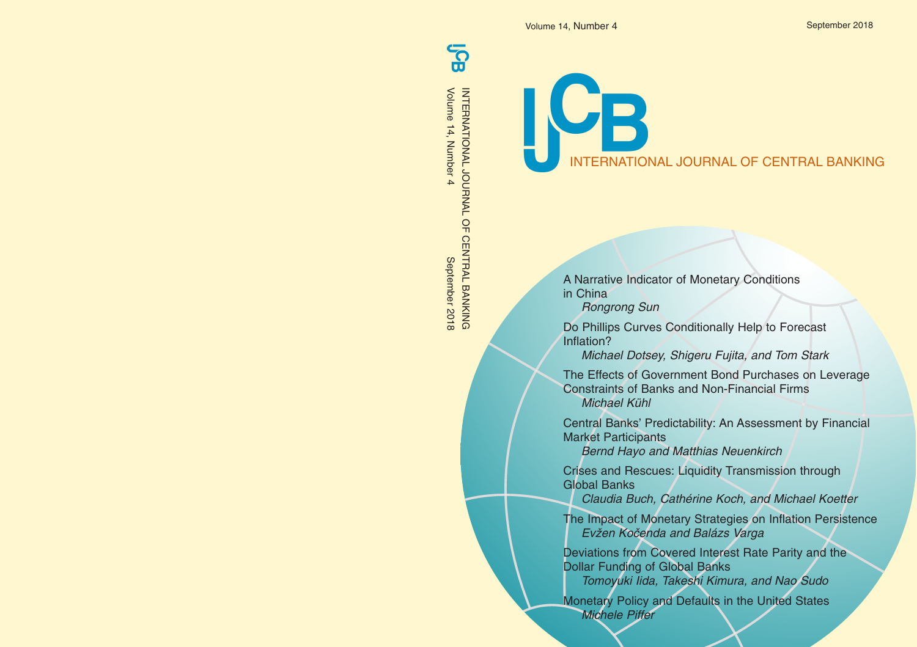Volume 14, Number 4

September 2018

# IJCB

## INTERNATIONAL JOURNAL OF CENTRAL BANKING

A Narrative Indicator of Monetary Conditions in China
*Rongrong Sun*

Do Phillips Curves Conditionally Help to Forecast Inflation?
*Michael Dotsey, Shigeru Fujita, and Tom Stark*

The Effects of Government Bond Purchases on Leverage Constraints of Banks and Non-Financial Firms
*Michael Kühl*

Central Banks' Predictability: An Assessment by Financial Market Participants
*Bernd Hayo and Matthias Neuenkirch*

Crises and Rescues: Liquidity Transmission through Global Banks
*Claudia Buch, Cathérine Koch, and Michael Koetter*

The Impact of Monetary Strategies on Inflation Persistence
*Evžen Kočenda and Balázs Varga*

Deviations from Covered Interest Rate Parity and the Dollar Funding of Global Banks
*Tomoyuki Iida, Takeshi Kimura, and Nao Sudo*

Monetary Policy and Defaults in the United States
*Michele Piffer*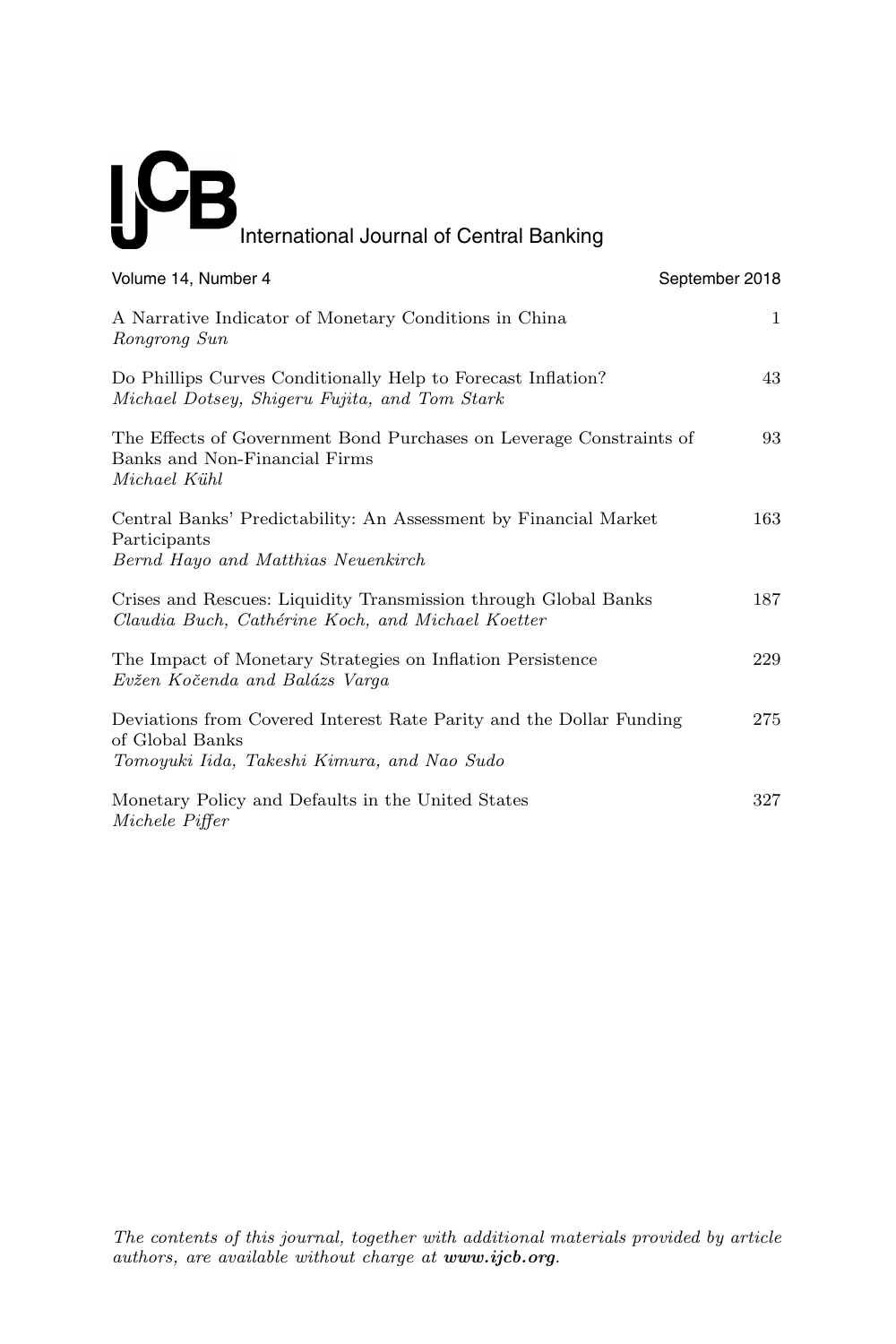# IJCB International Journal of Central Banking

Volume 14, Number 4 | September 2018

| | |
|---|---|
| A Narrative Indicator of Monetary Conditions in China<br>*Rongrong Sun* | 1 |
| Do Phillips Curves Conditionally Help to Forecast Inflation?<br>*Michael Dotsey, Shigeru Fujita, and Tom Stark* | 43 |
| The Effects of Government Bond Purchases on Leverage Constraints of Banks and Non-Financial Firms<br>*Michael Kühl* | 93 |
| Central Banks' Predictability: An Assessment by Financial Market Participants<br>*Bernd Hayo and Matthias Neuenkirch* | 163 |
| Crises and Rescues: Liquidity Transmission through Global Banks<br>*Claudia Buch, Cathérine Koch, and Michael Koetter* | 187 |
| The Impact of Monetary Strategies on Inflation Persistence<br>*Evžen Kočenda and Balázs Varga* | 229 |
| Deviations from Covered Interest Rate Parity and the Dollar Funding of Global Banks<br>*Tomoyuki Iida, Takeshi Kimura, and Nao Sudo* | 275 |
| Monetary Policy and Defaults in the United States<br>*Michele Piffer* | 327 |

*The contents of this journal, together with additional materials provided by article authors, are available without charge at **www.ijcb.org**.*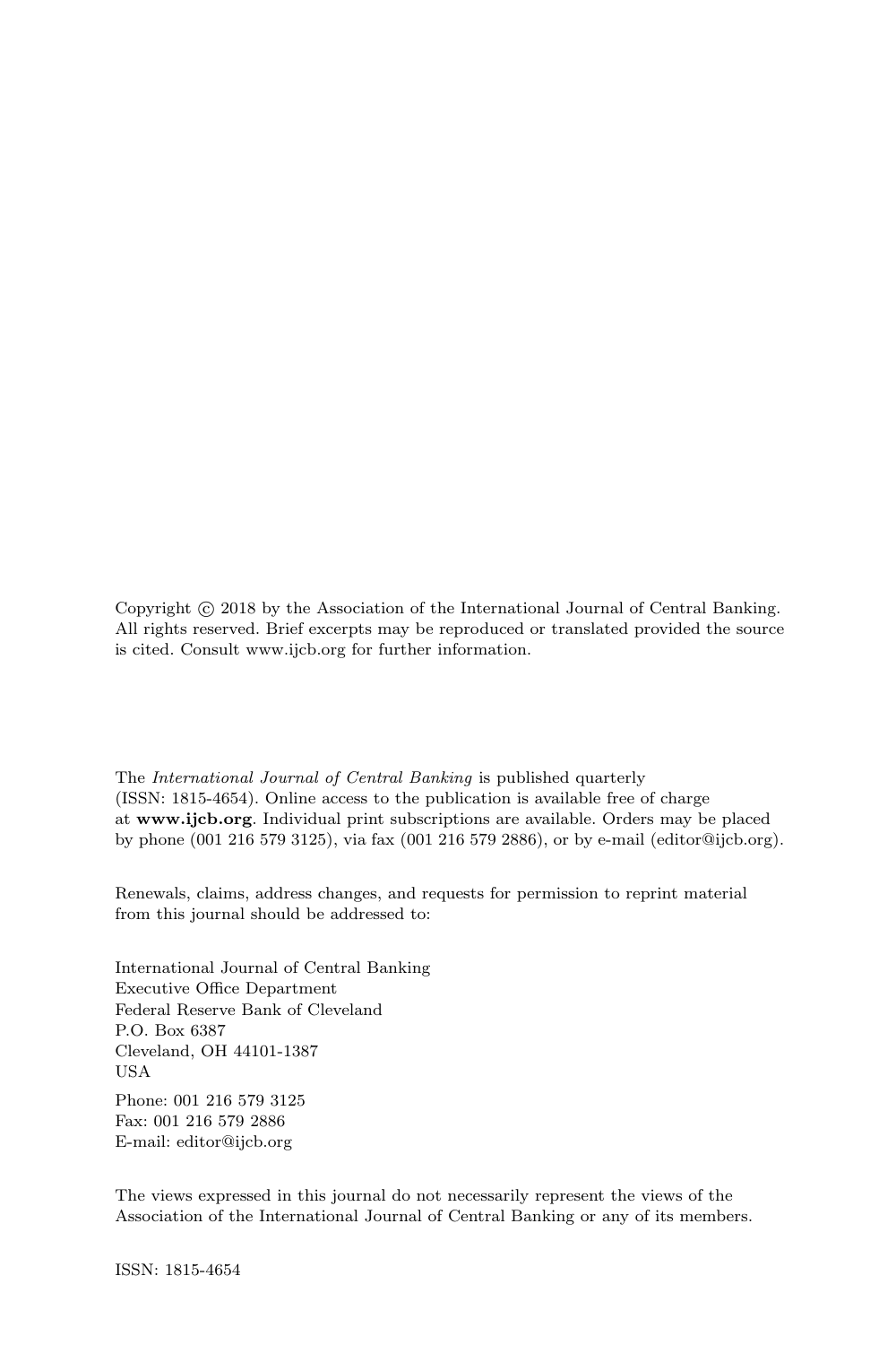Copyright © 2018 by the Association of the International Journal of Central Banking. All rights reserved. Brief excerpts may be reproduced or translated provided the source is cited. Consult www.ijcb.org for further information.

The *International Journal of Central Banking* is published quarterly (ISSN: 1815-4654). Online access to the publication is available free of charge at **www.ijcb.org**. Individual print subscriptions are available. Orders may be placed by phone (001 216 579 3125), via fax (001 216 579 2886), or by e-mail (editor@ijcb.org).

Renewals, claims, address changes, and requests for permission to reprint material from this journal should be addressed to:

International Journal of Central Banking
Executive Office Department
Federal Reserve Bank of Cleveland
P.O. Box 6387
Cleveland, OH 44101-1387
USA

Phone: 001 216 579 3125
Fax: 001 216 579 2886
E-mail: editor@ijcb.org

The views expressed in this journal do not necessarily represent the views of the Association of the International Journal of Central Banking or any of its members.

ISSN: 1815-4654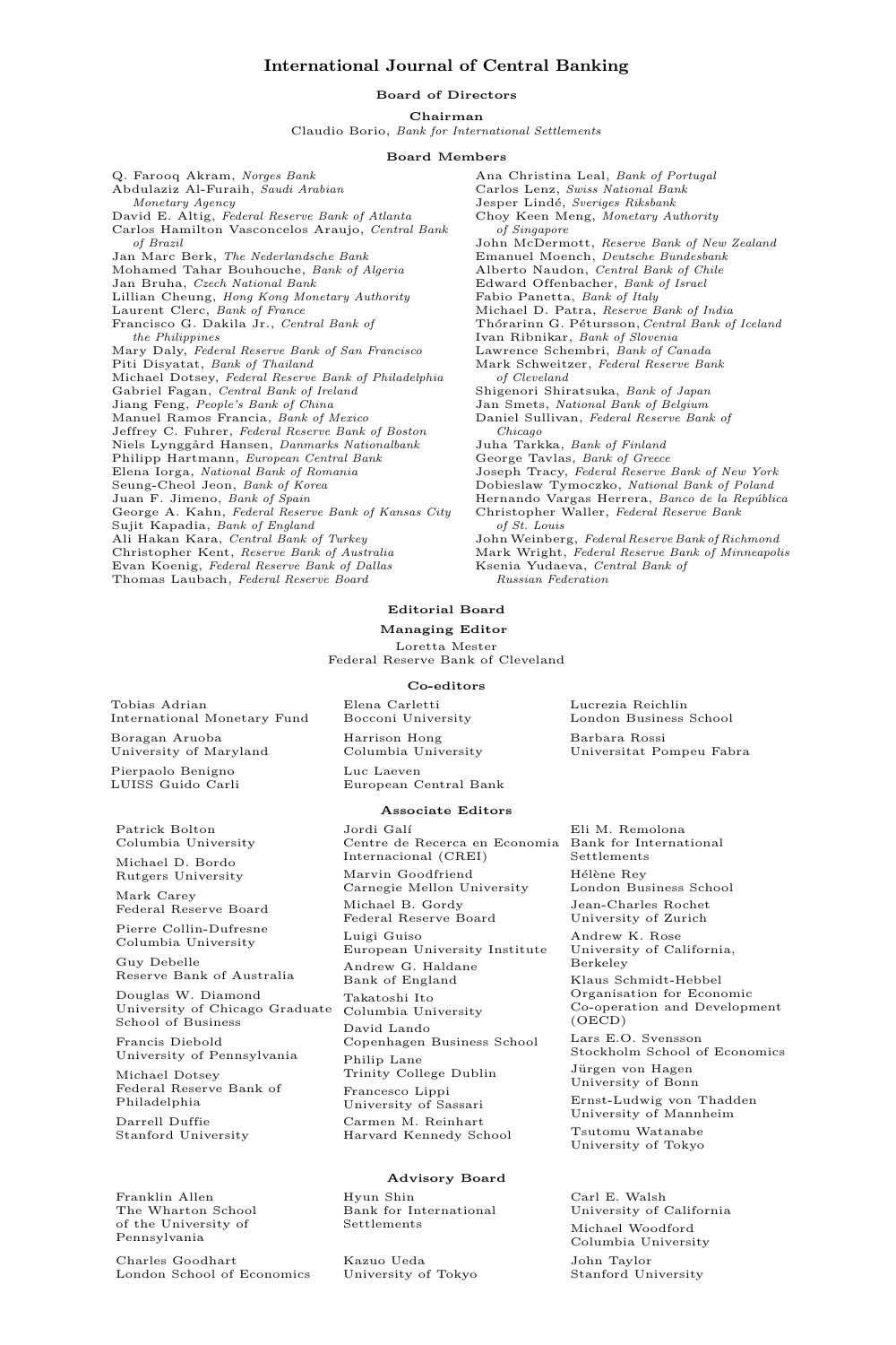# International Journal of Central Banking

## Board of Directors

### Chairman

Claudio Borio, *Bank for International Settlements*

### Board Members

Q. Farooq Akram, *Norges Bank*
Abdulaziz Al-Furaih, *Saudi Arabian Monetary Agency*
David E. Altig, *Federal Reserve Bank of Atlanta*
Carlos Hamilton Vasconcelos Araujo, *Central Bank of Brazil*
Jan Marc Berk, *The Nederlandsche Bank*
Mohamed Tahar Bouhouche, *Bank of Algeria*
Jan Bruha, *Czech National Bank*
Lillian Cheung, *Hong Kong Monetary Authority*
Laurent Clerc, *Bank of France*
Francisco G. Dakila Jr., *Central Bank of the Philippines*
Mary Daly, *Federal Reserve Bank of San Francisco*
Piti Disyatat, *Bank of Thailand*
Michael Dotsey, *Federal Reserve Bank of Philadelphia*
Gabriel Fagan, *Central Bank of Ireland*
Jiang Feng, *People's Bank of China*
Manuel Ramos Francia, *Bank of Mexico*
Jeffrey C. Fuhrer, *Federal Reserve Bank of Boston*
Niels Lynggård Hansen, *Danmarks Nationalbank*
Philipp Hartmann, *European Central Bank*
Elena Iorga, *National Bank of Romania*
Seung-Cheol Jeon, *Bank of Korea*
Juan F. Jimeno, *Bank of Spain*
George A. Kahn, *Federal Reserve Bank of Kansas City*
Sujit Kapadia, *Bank of England*
Ali Hakan Kara, *Central Bank of Turkey*
Christopher Kent, *Reserve Bank of Australia*
Evan Koenig, *Federal Reserve Bank of Dallas*
Thomas Laubach, *Federal Reserve Board*
Ana Christina Leal, *Bank of Portugal*
Carlos Lenz, *Swiss National Bank*
Jesper Lindé, *Sveriges Riksbank*
Choy Keen Meng, *Monetary Authority of Singapore*
John McDermott, *Reserve Bank of New Zealand*
Emanuel Moench, *Deutsche Bundesbank*
Alberto Naudon, *Central Bank of Chile*
Edward Offenbacher, *Bank of Israel*
Fabio Panetta, *Bank of Italy*
Michael D. Patra, *Reserve Bank of India*
Thórarinn G. Pétursson, *Central Bank of Iceland*
Ivan Ribnikar, *Bank of Slovenia*
Lawrence Schembri, *Bank of Canada*
Mark Schweitzer, *Federal Reserve Bank of Cleveland*
Shigenori Shiratsuka, *Bank of Japan*
Jan Smets, *National Bank of Belgium*
Daniel Sullivan, *Federal Reserve Bank of Chicago*
Juha Tarkka, *Bank of Finland*
George Tavlas, *Bank of Greece*
Joseph Tracy, *Federal Reserve Bank of New York*
Dobieslaw Tymoczko, *National Bank of Poland*
Hernando Vargas Herrera, *Banco de la República*
Christopher Waller, *Federal Reserve Bank of St. Louis*
John Weinberg, *Federal Reserve Bank of Richmond*
Mark Wright, *Federal Reserve Bank of Minneapolis*
Ksenia Yudaeva, *Central Bank of Russian Federation*

## Editorial Board

### Managing Editor

Loretta Mester
Federal Reserve Bank of Cleveland

### Co-editors

Tobias Adrian
International Monetary Fund

Boragan Aruoba
University of Maryland

Pierpaolo Benigno
LUISS Guido Carli

Elena Carletti
Bocconi University

Harrison Hong
Columbia University

Luc Laeven
European Central Bank

Lucrezia Reichlin
London Business School

Barbara Rossi
Universitat Pompeu Fabra

### Associate Editors

Patrick Bolton
Columbia University

Michael D. Bordo
Rutgers University

Mark Carey
Federal Reserve Board

Pierre Collin-Dufresne
Columbia University

Guy Debelle
Reserve Bank of Australia

Douglas W. Diamond
University of Chicago Graduate School of Business

Francis Diebold
University of Pennsylvania

Michael Dotsey
Federal Reserve Bank of Philadelphia

Darrell Duffie
Stanford University

Jordi Galí
Centre de Recerca en Economia Internacional (CREI)

Marvin Goodfriend
Carnegie Mellon University

Michael B. Gordy
Federal Reserve Board

Luigi Guiso
European University Institute

Andrew G. Haldane
Bank of England

Takatoshi Ito
Columbia University

David Lando
Copenhagen Business School

Philip Lane
Trinity College Dublin

Francesco Lippi
University of Sassari

Carmen M. Reinhart
Harvard Kennedy School

Eli M. Remolona
Bank for International Settlements

Hélène Rey
London Business School

Jean-Charles Rochet
University of Zurich

Andrew K. Rose
University of California, Berkeley

Klaus Schmidt-Hebbel
Organisation for Economic Co-operation and Development (OECD)

Lars E.O. Svensson
Stockholm School of Economics

Jürgen von Hagen
University of Bonn

Ernst-Ludwig von Thadden
University of Mannheim

Tsutomu Watanabe
University of Tokyo

### Advisory Board

Franklin Allen
The Wharton School of the University of Pennsylvania

Charles Goodhart
London School of Economics

Hyun Shin
Bank for International Settlements

Kazuo Ueda
University of Tokyo

Carl E. Walsh
University of California

Michael Woodford
Columbia University

John Taylor
Stanford University